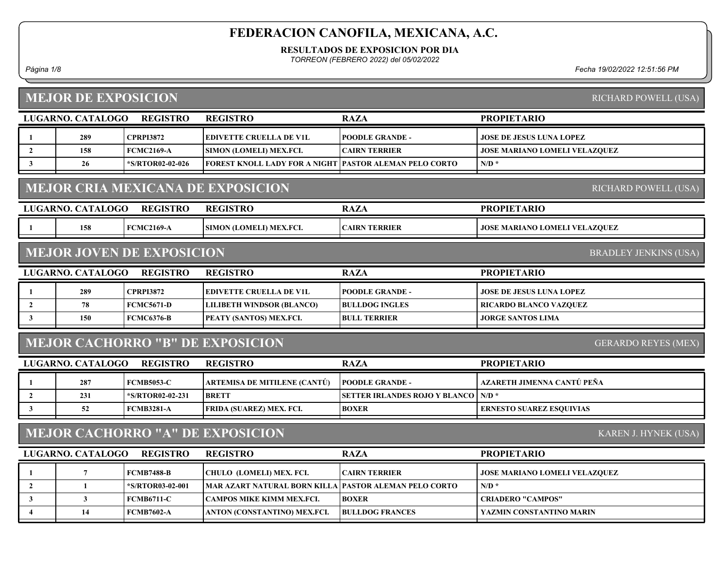# FEDERACION CANOFILA, MEXICANA, A.C.

**RESULTADOS DE EXPOSICION POR DIA**

*TORREON (FEBRERO 2022) del 05/02/2022*

*Fecha 19/02/2022 12:51:56 PM*

## MEJOR DE EXPOSICION

RICHARD POWELL (USA)

| LUGAR | NO. CATALOGO | REGISTRO | REGISTRO | RAZA | PROPIETARIO |
|---|---|---|---|---|---|
| 1 | 289 | CPRPI3872 | EDIVETTE CRUELLA DE V1L | POODLE GRANDE - | JOSE DE JESUS LUNA LOPEZ |
| 2 | 158 | FCMC2169-A | SIMON (LOMELI) MEX.FCI. | CAIRN TERRIER | JOSE MARIANO LOMELI VELAZQUEZ |
| 3 | 26 | *S/RTOR02-02-026 | FOREST KNOLL LADY FOR A NIGHT | PASTOR ALEMAN PELO CORTO | N/D * |

## MEJOR CRIA MEXICANA DE EXPOSICION

RICHARD POWELL (USA)

| LUGAR | NO. CATALOGO | REGISTRO | REGISTRO | RAZA | PROPIETARIO |
|---|---|---|---|---|---|
| 1 | 158 | FCMC2169-A | SIMON (LOMELI) MEX.FCI. | CAIRN TERRIER | JOSE MARIANO LOMELI VELAZQUEZ |

## MEJOR JOVEN DE EXPOSICION

BRADLEY JENKINS (USA)

| LUGAR | NO. CATALOGO | REGISTRO | REGISTRO | RAZA | PROPIETARIO |
|---|---|---|---|---|---|
| 1 | 289 | CPRPI3872 | EDIVETTE CRUELLA DE V1L | POODLE GRANDE - | JOSE DE JESUS LUNA LOPEZ |
| 2 | 78 | FCMC5671-D | LILIBETH WINDSOR (BLANCO) | BULLDOG INGLES | RICARDO BLANCO VAZQUEZ |
| 3 | 150 | FCMC6376-B | PEATY (SANTOS) MEX.FCI. | BULL TERRIER | JORGE SANTOS LIMA |

## MEJOR CACHORRO "B" DE EXPOSICION

GERARDO REYES (MEX)

| LUGAR | NO. CATALOGO | REGISTRO | REGISTRO | RAZA | PROPIETARIO |
|---|---|---|---|---|---|
| 1 | 287 | FCMB5053-C | ARTEMISA DE MITILENE (CANTÚ) | POODLE GRANDE - | AZARETH JIMENNA CANTÚ PEÑA |
| 2 | 231 | *S/RTOR02-02-231 | BRETT | SETTER IRLANDES ROJO Y BLANCO | N/D * |
| 3 | 52 | FCMB3281-A | FRIDA (SUAREZ) MEX. FCI. | BOXER | ERNESTO SUAREZ ESQUIVIAS |

## MEJOR CACHORRO "A" DE EXPOSICION

KAREN J. HYNEK (USA)

| LUGAR | NO. CATALOGO | REGISTRO | REGISTRO | RAZA | PROPIETARIO |
|---|---|---|---|---|---|
| 1 | 7 | FCMB7488-B | CHULO (LOMELI) MEX. FCI. | CAIRN TERRIER | JOSE MARIANO LOMELI VELAZQUEZ |
| 2 | 1 | *S/RTOR03-02-001 | MAR AZART NATURAL BORN KILLA | PASTOR ALEMAN PELO CORTO | N/D * |
| 3 | 3 | FCMB6711-C | CAMPOS MIKE KIMM MEX.FCI. | BOXER | CRIADERO "CAMPOS" |
| 4 | 14 | FCMB7602-A | ANTON (CONSTANTINO) MEX.FCI. | BULLDOG FRANCES | YAZMIN CONSTANTINO MARIN |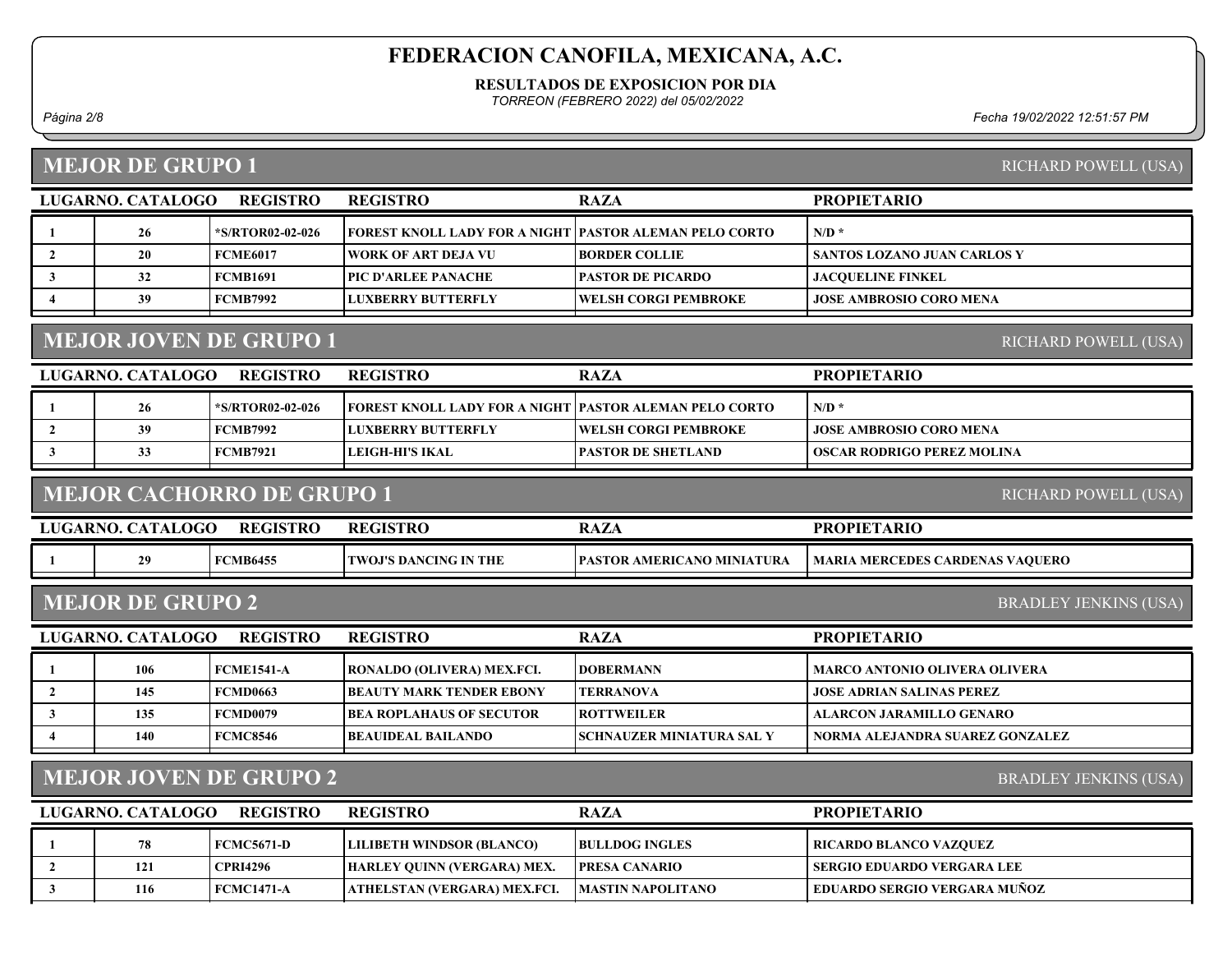# FEDERACION CANOFILA, MEXICANA, A.C.

**RESULTADOS DE EXPOSICION POR DIA**

*TORREON (FEBRERO 2022) del 05/02/2022*

*Fecha 19/02/2022 12:51:57 PM*

## MEJOR DE GRUPO 1

RICHARD POWELL (USA)

| LUGAR | NO. CATALOGO | REGISTRO | REGISTRO | RAZA | PROPIETARIO |
|---|---|---|---|---|---|
| 1 | 26 | *S/RTOR02-02-026 | FOREST KNOLL LADY FOR A NIGHT | PASTOR ALEMAN PELO CORTO | N/D * |
| 2 | 20 | FCME6017 | WORK OF ART DEJA VU | BORDER COLLIE | SANTOS LOZANO JUAN CARLOS Y |
| 3 | 32 | FCMB1691 | PIC D'ARLEE PANACHE | PASTOR DE PICARDO | JACQUELINE FINKEL |
| 4 | 39 | FCMB7992 | LUXBERRY BUTTERFLY | WELSH CORGI PEMBROKE | JOSE AMBROSIO CORO MENA |

## MEJOR JOVEN DE GRUPO 1

RICHARD POWELL (USA)

| LUGAR | NO. CATALOGO | REGISTRO | REGISTRO | RAZA | PROPIETARIO |
|---|---|---|---|---|---|
| 1 | 26 | *S/RTOR02-02-026 | FOREST KNOLL LADY FOR A NIGHT | PASTOR ALEMAN PELO CORTO | N/D * |
| 2 | 39 | FCMB7992 | LUXBERRY BUTTERFLY | WELSH CORGI PEMBROKE | JOSE AMBROSIO CORO MENA |
| 3 | 33 | FCMB7921 | LEIGH-HI'S IKAL | PASTOR DE SHETLAND | OSCAR RODRIGO PEREZ MOLINA |

## MEJOR CACHORRO DE GRUPO 1

RICHARD POWELL (USA)

| LUGAR | NO. CATALOGO | REGISTRO | REGISTRO | RAZA | PROPIETARIO |
|---|---|---|---|---|---|
| 1 | 29 | FCMB6455 | TWOJ'S DANCING IN THE | PASTOR AMERICANO MINIATURA | MARIA MERCEDES CARDENAS VAQUERO |

## MEJOR DE GRUPO 2

BRADLEY JENKINS (USA)

| LUGAR | NO. CATALOGO | REGISTRO | REGISTRO | RAZA | PROPIETARIO |
|---|---|---|---|---|---|
| 1 | 106 | FCME1541-A | RONALDO (OLIVERA) MEX.FCI. | DOBERMANN | MARCO ANTONIO OLIVERA OLIVERA |
| 2 | 145 | FCMD0663 | BEAUTY MARK TENDER EBONY | TERRANOVA | JOSE ADRIAN SALINAS PEREZ |
| 3 | 135 | FCMD0079 | BEA ROPLAHAUS OF SECUTOR | ROTTWEILER | ALARCON JARAMILLO GENARO |
| 4 | 140 | FCMC8546 | BEAUIDEAL BAILANDO | SCHNAUZER MINIATURA SAL Y | NORMA ALEJANDRA SUAREZ GONZALEZ |

## MEJOR JOVEN DE GRUPO 2

BRADLEY JENKINS (USA)

| LUGAR | NO. CATALOGO | REGISTRO | REGISTRO | RAZA | PROPIETARIO |
|---|---|---|---|---|---|
| 1 | 78 | FCMC5671-D | LILIBETH WINDSOR (BLANCO) | BULLDOG INGLES | RICARDO BLANCO VAZQUEZ |
| 2 | 121 | CPRI4296 | HARLEY QUINN (VERGARA) MEX. | PRESA CANARIO | SERGIO EDUARDO VERGARA LEE |
| 3 | 116 | FCMC1471-A | ATHELSTAN (VERGARA) MEX.FCI. | MASTIN NAPOLITANO | EDUARDO SERGIO VERGARA MUÑOZ |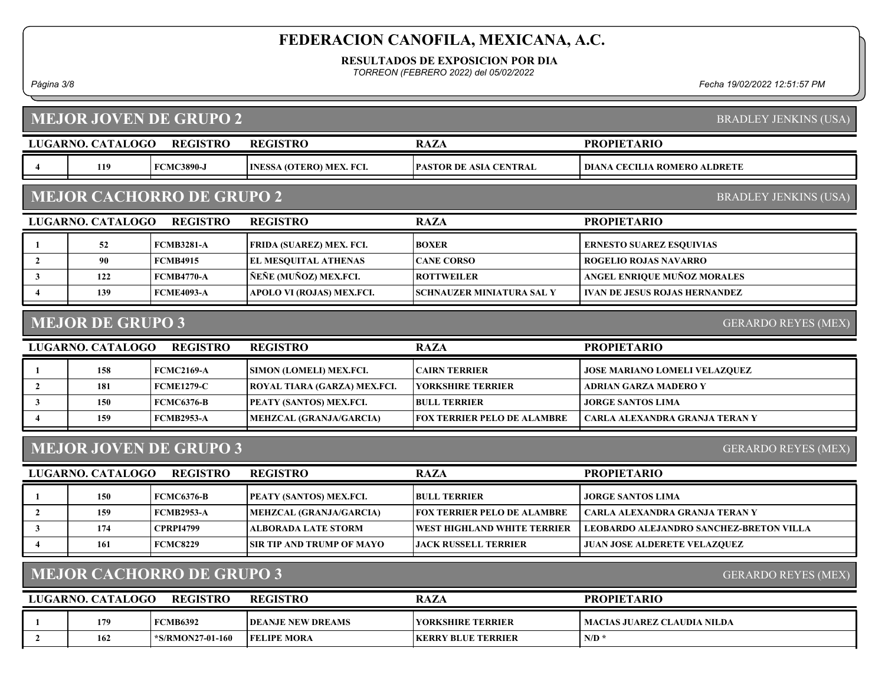# FEDERACION CANOFILA, MEXICANA, A.C.

**RESULTADOS DE EXPOSICION POR DIA**

*TORREON (FEBRERO 2022) del 05/02/2022*

*Fecha 19/02/2022 12:51:57 PM*

## MEJOR JOVEN DE GRUPO 2

BRADLEY JENKINS (USA)

| LUGAR | NO. CATALOGO | REGISTRO | REGISTRO | RAZA | PROPIETARIO |
|---|---|---|---|---|---|
| 4 | 119 | FCMC3890-J | INESSA (OTERO) MEX. FCI. | PASTOR DE ASIA CENTRAL | DIANA CECILIA ROMERO ALDRETE |

## MEJOR CACHORRO DE GRUPO 2

BRADLEY JENKINS (USA)

| LUGAR | NO. CATALOGO | REGISTRO | REGISTRO | RAZA | PROPIETARIO |
|---|---|---|---|---|---|
| 1 | 52 | FCMB3281-A | FRIDA (SUAREZ) MEX. FCI. | BOXER | ERNESTO SUAREZ ESQUIVIAS |
| 2 | 90 | FCMB4915 | EL MESQUITAL ATHENAS | CANE CORSO | ROGELIO ROJAS NAVARRO |
| 3 | 122 | FCMB4770-A | ÑEÑE (MUÑOZ) MEX.FCI. | ROTTWEILER | ANGEL ENRIQUE MUÑOZ MORALES |
| 4 | 139 | FCME4093-A | APOLO VI (ROJAS) MEX.FCI. | SCHNAUZER MINIATURA SAL Y | IVAN DE JESUS ROJAS HERNANDEZ |

## MEJOR DE GRUPO 3

GERARDO REYES (MEX)

| LUGAR | NO. CATALOGO | REGISTRO | REGISTRO | RAZA | PROPIETARIO |
|---|---|---|---|---|---|
| 1 | 158 | FCMC2169-A | SIMON (LOMELI) MEX.FCI. | CAIRN TERRIER | JOSE MARIANO LOMELI VELAZQUEZ |
| 2 | 181 | FCME1279-C | ROYAL TIARA (GARZA) MEX.FCI. | YORKSHIRE TERRIER | ADRIAN GARZA MADERO Y |
| 3 | 150 | FCMC6376-B | PEATY (SANTOS) MEX.FCI. | BULL TERRIER | JORGE SANTOS LIMA |
| 4 | 159 | FCMB2953-A | MEHZCAL (GRANJA/GARCIA) | FOX TERRIER PELO DE ALAMBRE | CARLA ALEXANDRA GRANJA TERAN Y |

## MEJOR JOVEN DE GRUPO 3

GERARDO REYES (MEX)

| LUGAR | NO. CATALOGO | REGISTRO | REGISTRO | RAZA | PROPIETARIO |
|---|---|---|---|---|---|
| 1 | 150 | FCMC6376-B | PEATY (SANTOS) MEX.FCI. | BULL TERRIER | JORGE SANTOS LIMA |
| 2 | 159 | FCMB2953-A | MEHZCAL (GRANJA/GARCIA) | FOX TERRIER PELO DE ALAMBRE | CARLA ALEXANDRA GRANJA TERAN Y |
| 3 | 174 | CPRPI4799 | ALBORADA LATE STORM | WEST HIGHLAND WHITE TERRIER | LEOBARDO ALEJANDRO SANCHEZ-BRETON VILLA |
| 4 | 161 | FCMC8229 | SIR TIP AND TRUMP OF MAYO | JACK RUSSELL TERRIER | JUAN JOSE ALDERETE VELAZQUEZ |

## MEJOR CACHORRO DE GRUPO 3

GERARDO REYES (MEX)

| LUGAR | NO. CATALOGO | REGISTRO | REGISTRO | RAZA | PROPIETARIO |
|---|---|---|---|---|---|
| 1 | 179 | FCMB6392 | DEANJE NEW DREAMS | YORKSHIRE TERRIER | MACIAS JUAREZ CLAUDIA NILDA |
| 2 | 162 | *S/RMON27-01-160 | FELIPE MORA | KERRY BLUE TERRIER | N/D * |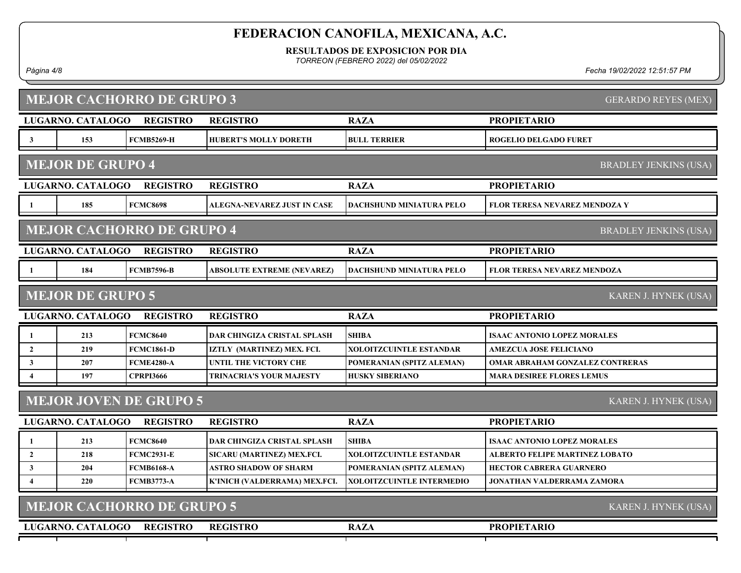# FEDERACION CANOFILA, MEXICANA, A.C.

**RESULTADOS DE EXPOSICION POR DIA**

*TORREON (FEBRERO 2022) del 05/02/2022*

## MEJOR CACHORRO DE GRUPO 3

GERARDO REYES (MEX)

| LUGAR | NO. CATALOGO | REGISTRO | REGISTRO | RAZA | PROPIETARIO |
|---|---|---|---|---|---|
| 3 | 153 | FCMB5269-H | HUBERT'S MOLLY DORETH | BULL TERRIER | ROGELIO DELGADO FURET |

## MEJOR DE GRUPO 4

BRADLEY JENKINS (USA)

| LUGAR | NO. CATALOGO | REGISTRO | REGISTRO | RAZA | PROPIETARIO |
|---|---|---|---|---|---|
| 1 | 185 | FCMC8698 | ALEGNA-NEVAREZ JUST IN CASE | DACHSHUND MINIATURA PELO | FLOR TERESA NEVAREZ MENDOZA Y |

## MEJOR CACHORRO DE GRUPO 4

BRADLEY JENKINS (USA)

| LUGAR | NO. CATALOGO | REGISTRO | REGISTRO | RAZA | PROPIETARIO |
|---|---|---|---|---|---|
| 1 | 184 | FCMB7596-B | ABSOLUTE EXTREME (NEVAREZ) | DACHSHUND MINIATURA PELO | FLOR TERESA NEVAREZ MENDOZA |

## MEJOR DE GRUPO 5

KAREN J. HYNEK (USA)

| LUGAR | NO. CATALOGO | REGISTRO | REGISTRO | RAZA | PROPIETARIO |
|---|---|---|---|---|---|
| 1 | 213 | FCMC8640 | DAR CHINGIZA CRISTAL SPLASH | SHIBA | ISAAC ANTONIO LOPEZ MORALES |
| 2 | 219 | FCMC1861-D | IZTLY (MARTINEZ) MEX. FCI. | XOLOITZCUINTLE ESTANDAR | AMEZCUA JOSE FELICIANO |
| 3 | 207 | FCME4280-A | UNTIL THE VICTORY CHE | POMERANIAN (SPITZ ALEMAN) | OMAR ABRAHAM GONZALEZ CONTRERAS |
| 4 | 197 | CPRPI3666 | TRINACRIA'S YOUR MAJESTY | HUSKY SIBERIANO | MARA DESIREE FLORES LEMUS |

## MEJOR JOVEN DE GRUPO 5

KAREN J. HYNEK (USA)

| LUGAR | NO. CATALOGO | REGISTRO | REGISTRO | RAZA | PROPIETARIO |
|---|---|---|---|---|---|
| 1 | 213 | FCMC8640 | DAR CHINGIZA CRISTAL SPLASH | SHIBA | ISAAC ANTONIO LOPEZ MORALES |
| 2 | 218 | FCMC2931-E | SICARU (MARTINEZ) MEX.FCI. | XOLOITZCUINTLE ESTANDAR | ALBERTO FELIPE MARTINEZ LOBATO |
| 3 | 204 | FCMB6168-A | ASTRO SHADOW OF SHARM | POMERANIAN (SPITZ ALEMAN) | HECTOR CABRERA GUARNERO |
| 4 | 220 | FCMB3773-A | K'INICH (VALDERRAMA) MEX.FCI. | XOLOITZCUINTLE INTERMEDIO | JONATHAN VALDERRAMA ZAMORA |

## MEJOR CACHORRO DE GRUPO 5

KAREN J. HYNEK (USA)

| LUGAR | NO. CATALOGO | REGISTRO | REGISTRO | RAZA | PROPIETARIO |
|---|---|---|---|---|---|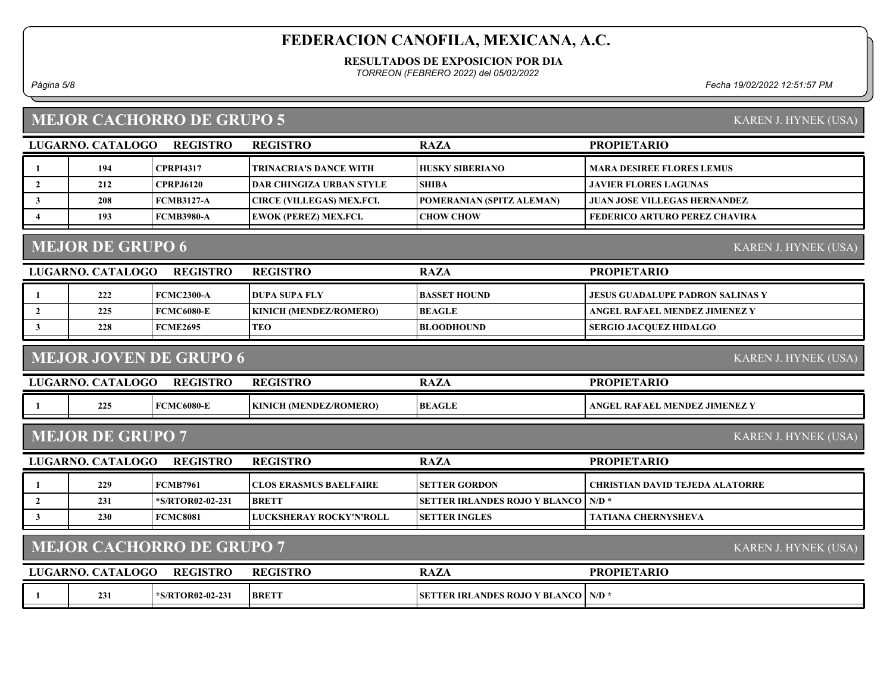# FEDERACION CANOFILA, MEXICANA, A.C.

**RESULTADOS DE EXPOSICION POR DIA**

*TORREON (FEBRERO 2022) del 05/02/2022*

*Fecha 19/02/2022 12:51:57 PM*

## MEJOR CACHORRO DE GRUPO 5

KAREN J. HYNEK (USA)

| LUGAR | NO. CATALOGO | REGISTRO | REGISTRO | RAZA | PROPIETARIO |
|---|---|---|---|---|---|
| 1 | 194 | CPRPI4317 | TRINACRIA'S DANCE WITH | HUSKY SIBERIANO | MARA DESIREE FLORES LEMUS |
| 2 | 212 | CPRPJ6120 | DAR CHINGIZA URBAN STYLE | SHIBA | JAVIER FLORES LAGUNAS |
| 3 | 208 | FCMB3127-A | CIRCE (VILLEGAS) MEX.FCI. | POMERANIAN (SPITZ ALEMAN) | JUAN JOSE VILLEGAS HERNANDEZ |
| 4 | 193 | FCMB3980-A | EWOK (PEREZ) MEX.FCI. | CHOW CHOW | FEDERICO ARTURO PEREZ CHAVIRA |

## MEJOR DE GRUPO 6

KAREN J. HYNEK (USA)

| LUGAR | NO. CATALOGO | REGISTRO | REGISTRO | RAZA | PROPIETARIO |
|---|---|---|---|---|---|
| 1 | 222 | FCMC2300-A | DUPA SUPA FLY | BASSET HOUND | JESUS GUADALUPE PADRON SALINAS Y |
| 2 | 225 | FCMC6080-E | KINICH (MENDEZ/ROMERO) | BEAGLE | ANGEL RAFAEL MENDEZ JIMENEZ Y |
| 3 | 228 | FCME2695 | TEO | BLOODHOUND | SERGIO JACQUEZ HIDALGO |

## MEJOR JOVEN DE GRUPO 6

KAREN J. HYNEK (USA)

| LUGAR | NO. CATALOGO | REGISTRO | REGISTRO | RAZA | PROPIETARIO |
|---|---|---|---|---|---|
| 1 | 225 | FCMC6080-E | KINICH (MENDEZ/ROMERO) | BEAGLE | ANGEL RAFAEL MENDEZ JIMENEZ Y |

## MEJOR DE GRUPO 7

KAREN J. HYNEK (USA)

| LUGAR | NO. CATALOGO | REGISTRO | REGISTRO | RAZA | PROPIETARIO |
|---|---|---|---|---|---|
| 1 | 229 | FCMB7961 | CLOS ERASMUS BAELFAIRE | SETTER GORDON | CHRISTIAN DAVID TEJEDA ALATORRE |
| 2 | 231 | *S/RTOR02-02-231 | BRETT | SETTER IRLANDES ROJO Y BLANCO | N/D * |
| 3 | 230 | FCMC8081 | LUCKSHERAY ROCKY'N'ROLL | SETTER INGLES | TATIANA CHERNYSHEVA |

## MEJOR CACHORRO DE GRUPO 7

KAREN J. HYNEK (USA)

| LUGAR | NO. CATALOGO | REGISTRO | REGISTRO | RAZA | PROPIETARIO |
|---|---|---|---|---|---|
| 1 | 231 | *S/RTOR02-02-231 | BRETT | SETTER IRLANDES ROJO Y BLANCO | N/D * |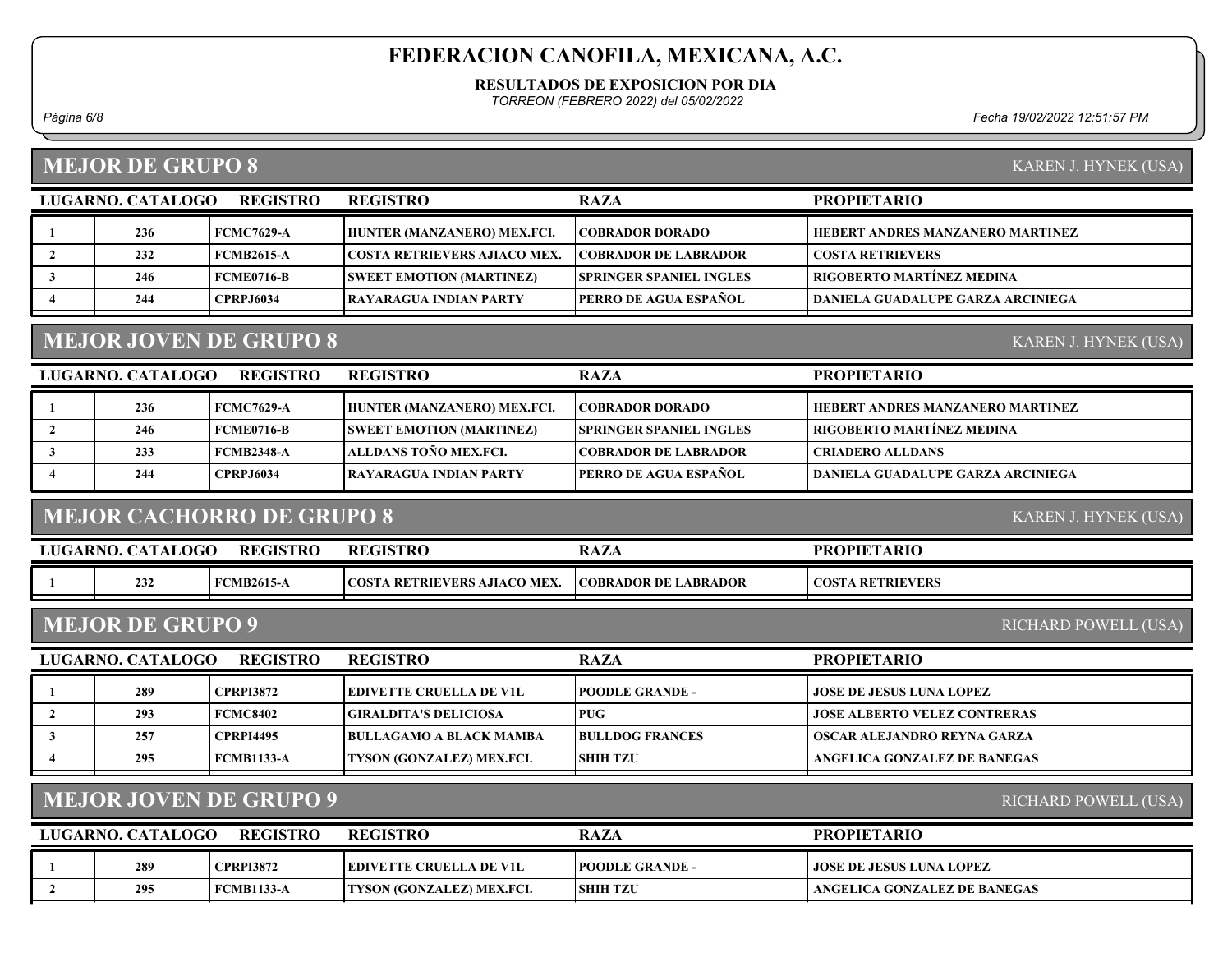# FEDERACION CANOFILA, MEXICANA, A.C.

**RESULTADOS DE EXPOSICION POR DIA**

*TORREON (FEBRERO 2022) del 05/02/2022*

## MEJOR DE GRUPO 8

KAREN J. HYNEK (USA)

| LUGAR | NO. CATALOGO | REGISTRO | REGISTRO | RAZA | PROPIETARIO |
|---|---|---|---|---|---|
| 1 | 236 | FCMC7629-A | HUNTER (MANZANERO) MEX.FCI. | COBRADOR DORADO | HEBERT ANDRES MANZANERO MARTINEZ |
| 2 | 232 | FCMB2615-A | COSTA RETRIEVERS AJIACO MEX. | COBRADOR DE LABRADOR | COSTA RETRIEVERS |
| 3 | 246 | FCME0716-B | SWEET EMOTION (MARTINEZ) | SPRINGER SPANIEL INGLES | RIGOBERTO MARTÍNEZ MEDINA |
| 4 | 244 | CPRPJ6034 | RAYARAGUA INDIAN PARTY | PERRO DE AGUA ESPAÑOL | DANIELA GUADALUPE GARZA ARCINIEGA |

## MEJOR JOVEN DE GRUPO 8

KAREN J. HYNEK (USA)

| LUGAR | NO. CATALOGO | REGISTRO | REGISTRO | RAZA | PROPIETARIO |
|---|---|---|---|---|---|
| 1 | 236 | FCMC7629-A | HUNTER (MANZANERO) MEX.FCI. | COBRADOR DORADO | HEBERT ANDRES MANZANERO MARTINEZ |
| 2 | 246 | FCME0716-B | SWEET EMOTION (MARTINEZ) | SPRINGER SPANIEL INGLES | RIGOBERTO MARTÍNEZ MEDINA |
| 3 | 233 | FCMB2348-A | ALLDANS TOÑO MEX.FCI. | COBRADOR DE LABRADOR | CRIADERO ALLDANS |
| 4 | 244 | CPRPJ6034 | RAYARAGUA INDIAN PARTY | PERRO DE AGUA ESPAÑOL | DANIELA GUADALUPE GARZA ARCINIEGA |

## MEJOR CACHORRO DE GRUPO 8

KAREN J. HYNEK (USA)

| LUGAR | NO. CATALOGO | REGISTRO | REGISTRO | RAZA | PROPIETARIO |
|---|---|---|---|---|---|
| 1 | 232 | FCMB2615-A | COSTA RETRIEVERS AJIACO MEX. | COBRADOR DE LABRADOR | COSTA RETRIEVERS |

## MEJOR DE GRUPO 9

RICHARD POWELL (USA)

| LUGAR | NO. CATALOGO | REGISTRO | REGISTRO | RAZA | PROPIETARIO |
|---|---|---|---|---|---|
| 1 | 289 | CPRPI3872 | EDIVETTE CRUELLA DE V1L | POODLE GRANDE - | JOSE DE JESUS LUNA LOPEZ |
| 2 | 293 | FCMC8402 | GIRALDITA'S DELICIOSA | PUG | JOSE ALBERTO VELEZ CONTRERAS |
| 3 | 257 | CPRPI4495 | BULLAGAMO A BLACK MAMBA | BULLDOG FRANCES | OSCAR ALEJANDRO REYNA GARZA |
| 4 | 295 | FCMB1133-A | TYSON (GONZALEZ) MEX.FCI. | SHIH TZU | ANGELICA GONZALEZ DE BANEGAS |

## MEJOR JOVEN DE GRUPO 9

RICHARD POWELL (USA)

| LUGAR | NO. CATALOGO | REGISTRO | REGISTRO | RAZA | PROPIETARIO |
|---|---|---|---|---|---|
| 1 | 289 | CPRPI3872 | EDIVETTE CRUELLA DE V1L | POODLE GRANDE - | JOSE DE JESUS LUNA LOPEZ |
| 2 | 295 | FCMB1133-A | TYSON (GONZALEZ) MEX.FCI. | SHIH TZU | ANGELICA GONZALEZ DE BANEGAS |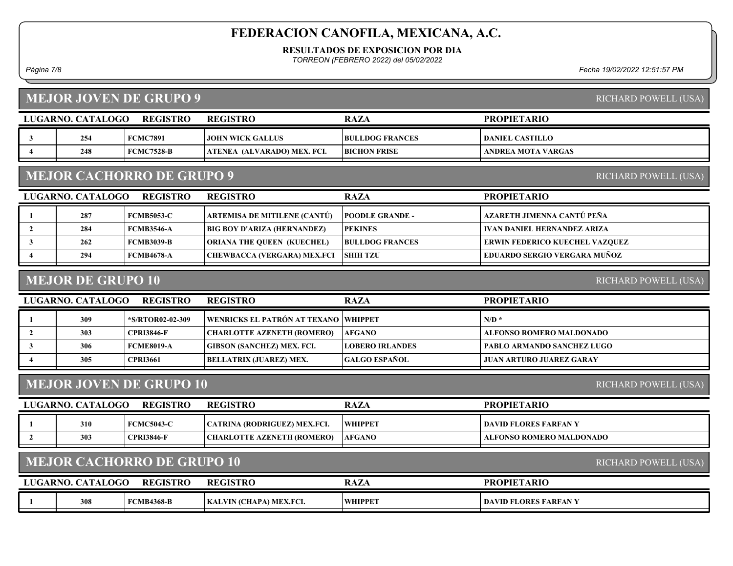# FEDERACION CANOFILA, MEXICANA, A.C.

**RESULTADOS DE EXPOSICION POR DIA**

*TORREON (FEBRERO 2022) del 05/02/2022*

*Fecha 19/02/2022 12:51:57 PM*

## MEJOR JOVEN DE GRUPO 9

RICHARD POWELL (USA)

| LUGAR | NO. CATALOGO | REGISTRO | REGISTRO | RAZA | PROPIETARIO |
|---|---|---|---|---|---|
| 3 | 254 | FCMC7891 | JOHN WICK GALLUS | BULLDOG FRANCES | DANIEL CASTILLO |
| 4 | 248 | FCMC7528-B | ATENEA (ALVARADO) MEX. FCI. | BICHON FRISE | ANDREA MOTA VARGAS |

## MEJOR CACHORRO DE GRUPO 9

RICHARD POWELL (USA)

| LUGAR | NO. CATALOGO | REGISTRO | REGISTRO | RAZA | PROPIETARIO |
|---|---|---|---|---|---|
| 1 | 287 | FCMB5053-C | ARTEMISA DE MITILENE (CANTÚ) | POODLE GRANDE - | AZARETH JIMENNA CANTÚ PEÑA |
| 2 | 284 | FCMB3546-A | BIG BOY D'ARIZA (HERNANDEZ) | PEKINES | IVAN DANIEL HERNANDEZ ARIZA |
| 3 | 262 | FCMB3039-B | ORIANA THE QUEEN (KUECHEL) | BULLDOG FRANCES | ERWIN FEDERICO KUECHEL VAZQUEZ |
| 4 | 294 | FCMB4678-A | CHEWBACCA (VERGARA) MEX.FCI | SHIH TZU | EDUARDO SERGIO VERGARA MUÑOZ |

## MEJOR DE GRUPO 10

RICHARD POWELL (USA)

| LUGAR | NO. CATALOGO | REGISTRO | REGISTRO | RAZA | PROPIETARIO |
|---|---|---|---|---|---|
| 1 | 309 | *S/RTOR02-02-309 | WENRICKS EL PATRÓN AT TEXANO | WHIPPET | N/D * |
| 2 | 303 | CPRI3846-F | CHARLOTTE AZENETH (ROMERO) | AFGANO | ALFONSO ROMERO MALDONADO |
| 3 | 306 | FCME8019-A | GIBSON (SANCHEZ) MEX. FCI. | LOBERO IRLANDES | PABLO ARMANDO SANCHEZ LUGO |
| 4 | 305 | CPRI3661 | BELLATRIX (JUAREZ) MEX. | GALGO ESPAÑOL | JUAN ARTURO JUAREZ GARAY |

## MEJOR JOVEN DE GRUPO 10

RICHARD POWELL (USA)

| LUGAR | NO. CATALOGO | REGISTRO | REGISTRO | RAZA | PROPIETARIO |
|---|---|---|---|---|---|
| 1 | 310 | FCMC5043-C | CATRINA (RODRIGUEZ) MEX.FCI. | WHIPPET | DAVID FLORES FARFAN Y |
| 2 | 303 | CPRI3846-F | CHARLOTTE AZENETH (ROMERO) | AFGANO | ALFONSO ROMERO MALDONADO |

## MEJOR CACHORRO DE GRUPO 10

RICHARD POWELL (USA)

| LUGAR | NO. CATALOGO | REGISTRO | REGISTRO | RAZA | PROPIETARIO |
|---|---|---|---|---|---|
| 1 | 308 | FCMB4368-B | KALVIN (CHAPA) MEX.FCI. | WHIPPET | DAVID FLORES FARFAN Y |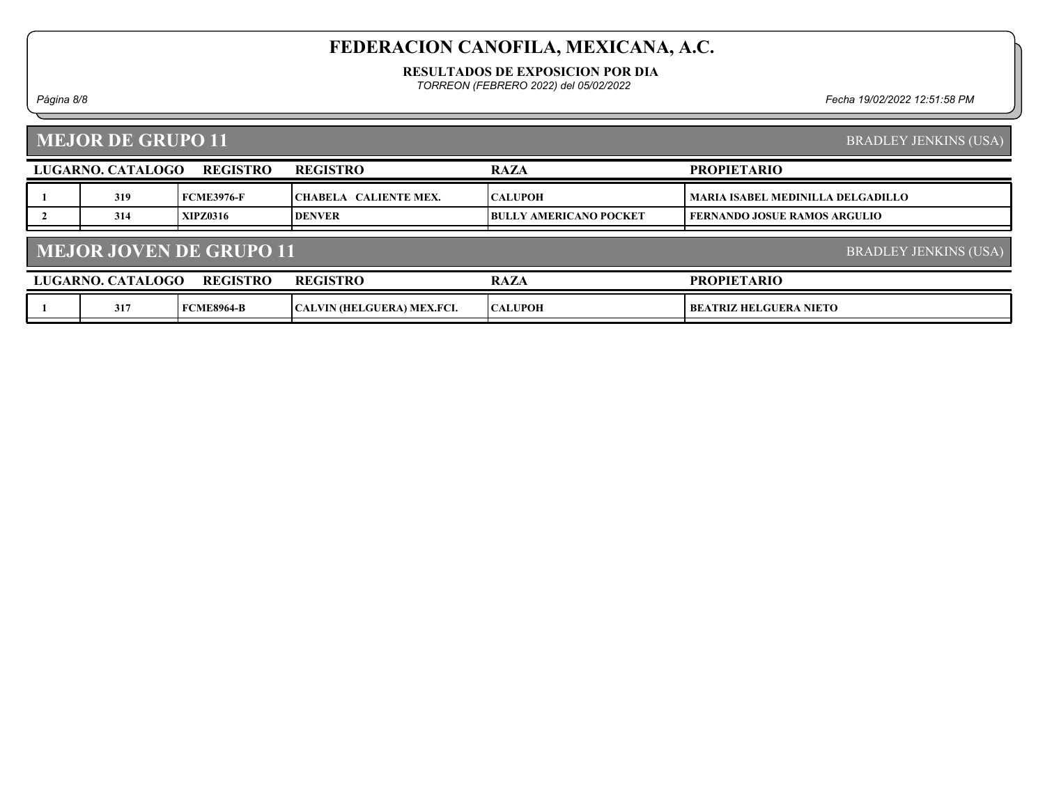# FEDERACION CANOFILA, MEXICANA, A.C.

**RESULTADOS DE EXPOSICION POR DIA**

*TORREON (FEBRERO 2022) del 05/02/2022*

*Fecha 19/02/2022 12:51:58 PM*

## MEJOR DE GRUPO 11

BRADLEY JENKINS (USA)

| LUGAR | NO. CATALOGO | REGISTRO | REGISTRO | RAZA | PROPIETARIO |
|---|---|---|---|---|---|
| 1 | 319 | FCME3976-F | CHABELA CALIENTE MEX. | CALUPOH | MARIA ISABEL MEDINILLA DELGADILLO |
| 2 | 314 | XIPZ0316 | DENVER | BULLY AMERICANO POCKET | FERNANDO JOSUE RAMOS ARGULIO |

## MEJOR JOVEN DE GRUPO 11

BRADLEY JENKINS (USA)

| LUGAR | NO. CATALOGO | REGISTRO | REGISTRO | RAZA | PROPIETARIO |
|---|---|---|---|---|---|
| 1 | 317 | FCME8964-B | CALVIN (HELGUERA) MEX.FCI. | CALUPOH | BEATRIZ HELGUERA NIETO |